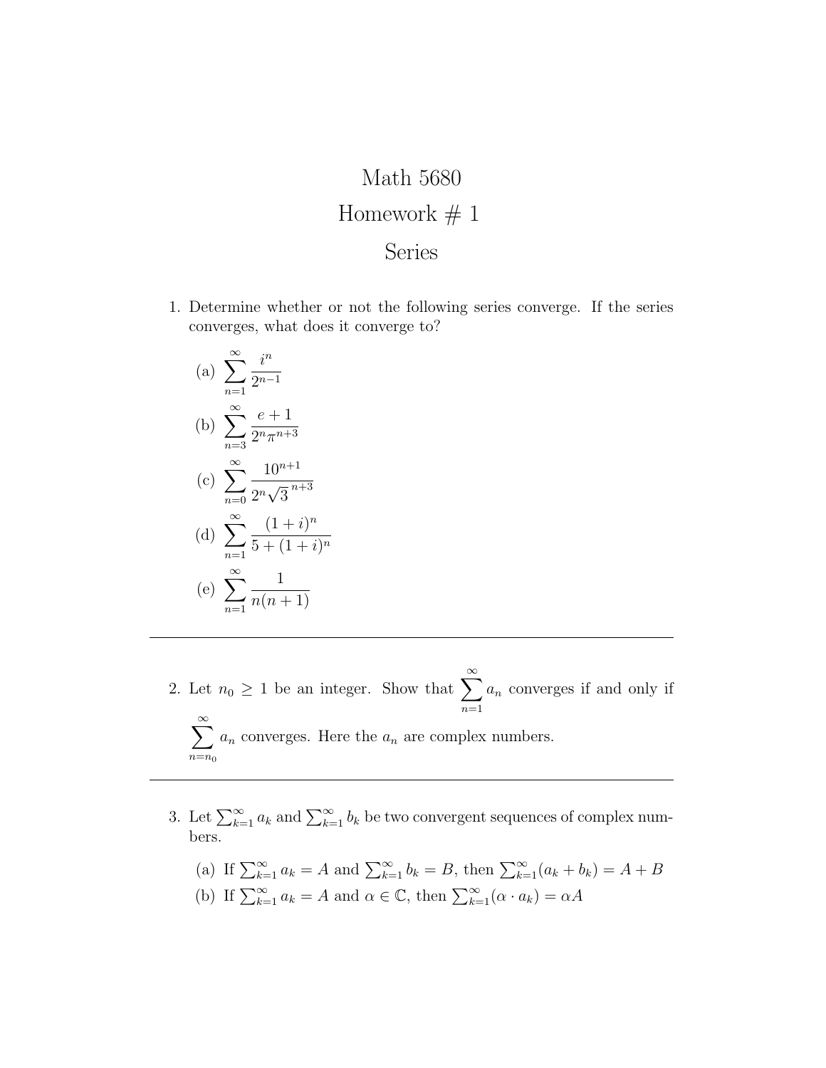# Math 5680

## Homework # 1

## Series

1. Determine whether or not the following series converge. If the series converges, what does it converge to?

   (a) $\displaystyle\sum_{n=1}^{\infty} \frac{i^n}{2^{n-1}}$

   (b) $\displaystyle\sum_{n=3}^{\infty} \frac{e+1}{2^n \pi^{n+3}}$

   (c) $\displaystyle\sum_{n=0}^{\infty} \frac{10^{n+1}}{2^n \sqrt{3}^{\,n+3}}$

   (d) $\displaystyle\sum_{n=1}^{\infty} \frac{(1+i)^n}{5+(1+i)^n}$

   (e) $\displaystyle\sum_{n=1}^{\infty} \frac{1}{n(n+1)}$

---

2. Let $n_0 \geq 1$ be an integer. Show that $\displaystyle\sum_{n=1}^{\infty} a_n$ converges if and only if $\displaystyle\sum_{n=n_0}^{\infty} a_n$ converges. Here the $a_n$ are complex numbers.

---

3. Let $\sum_{k=1}^{\infty} a_k$ and $\sum_{k=1}^{\infty} b_k$ be two convergent sequences of complex numbers.

   (a) If $\sum_{k=1}^{\infty} a_k = A$ and $\sum_{k=1}^{\infty} b_k = B$, then $\sum_{k=1}^{\infty}(a_k + b_k) = A + B$

   (b) If $\sum_{k=1}^{\infty} a_k = A$ and $\alpha \in \mathbb{C}$, then $\sum_{k=1}^{\infty}(\alpha \cdot a_k) = \alpha A$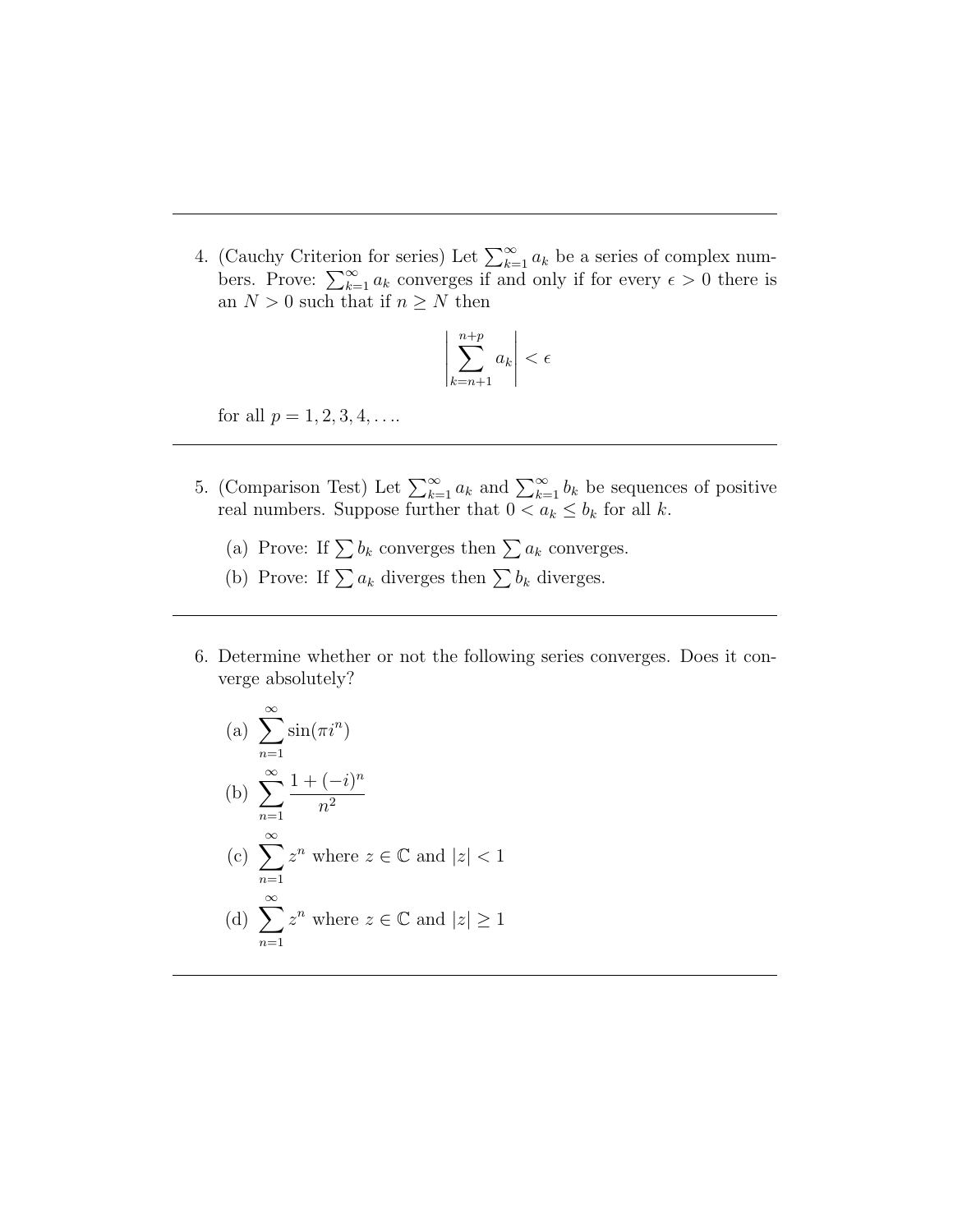---

4. (Cauchy Criterion for series) Let $\sum_{k=1}^{\infty} a_k$ be a series of complex numbers. Prove: $\sum_{k=1}^{\infty} a_k$ converges if and only if for every $\epsilon > 0$ there is an $N > 0$ such that if $n \geq N$ then

$$\left| \sum_{k=n+1}^{n+p} a_k \right| < \epsilon$$

for all $p = 1, 2, 3, 4, \ldots$.

---

5. (Comparison Test) Let $\sum_{k=1}^{\infty} a_k$ and $\sum_{k=1}^{\infty} b_k$ be sequences of positive real numbers. Suppose further that $0 < a_k \leq b_k$ for all $k$.

   (a) Prove: If $\sum b_k$ converges then $\sum a_k$ converges.

   (b) Prove: If $\sum a_k$ diverges then $\sum b_k$ diverges.

---

6. Determine whether or not the following series converges. Does it converge absolutely?

   (a) $\displaystyle\sum_{n=1}^{\infty} \sin(\pi i^n)$

   (b) $\displaystyle\sum_{n=1}^{\infty} \frac{1 + (-i)^n}{n^2}$

   (c) $\displaystyle\sum_{n=1}^{\infty} z^n$ where $z \in \mathbb{C}$ and $|z| < 1$

   (d) $\displaystyle\sum_{n=1}^{\infty} z^n$ where $z \in \mathbb{C}$ and $|z| \geq 1$

---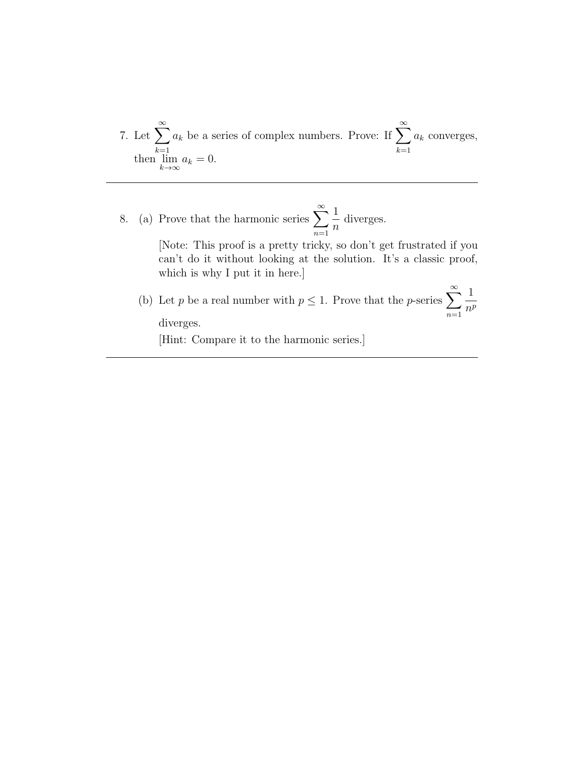7. Let $\sum_{k=1}^{\infty} a_k$ be a series of complex numbers. Prove: If $\sum_{k=1}^{\infty} a_k$ converges, then $\lim_{k\to\infty} a_k = 0$.

---

8. (a) Prove that the harmonic series $\sum_{n=1}^{\infty} \frac{1}{n}$ diverges.

   [Note: This proof is a pretty tricky, so don't get frustrated if you can't do it without looking at the solution. It's a classic proof, which is why I put it in here.]

   (b) Let $p$ be a real number with $p \leq 1$. Prove that the $p$-series $\sum_{n=1}^{\infty} \frac{1}{n^p}$ diverges.

   [Hint: Compare it to the harmonic series.]

---